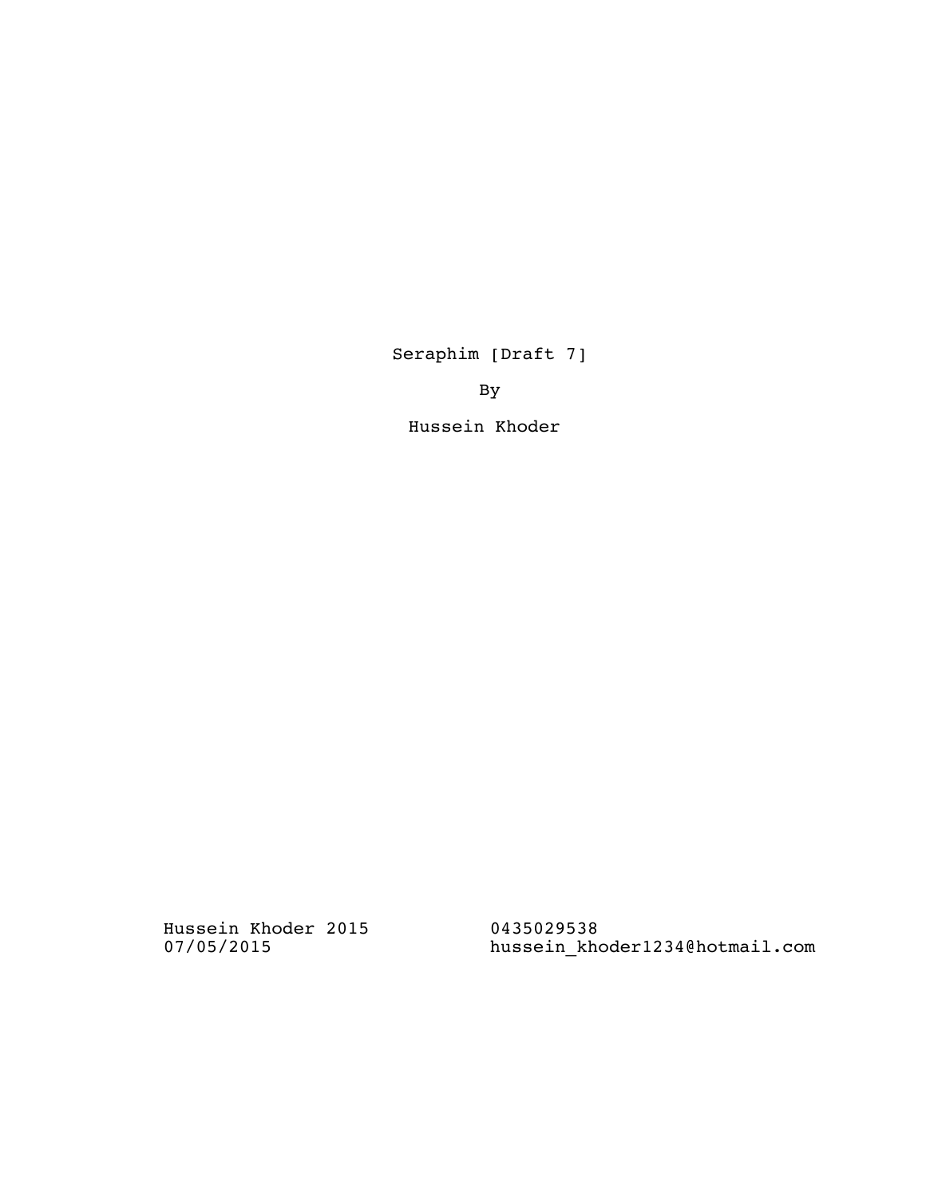Seraphim [Draft 7]

By

Hussein Khoder

Hussein Khoder 2015
07/05/2015

0435029538
hussein_khoder1234@hotmail.com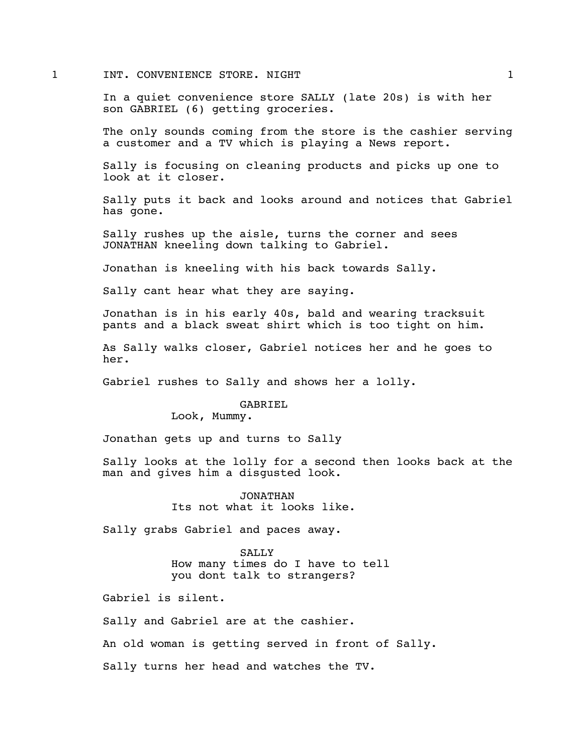1 INT. CONVENIENCE STORE. NIGHT 1

In a quiet convenience store SALLY (late 20s) is with her son GABRIEL (6) getting groceries.

The only sounds coming from the store is the cashier serving a customer and a TV which is playing a News report.

Sally is focusing on cleaning products and picks up one to look at it closer.

Sally puts it back and looks around and notices that Gabriel has gone.

Sally rushes up the aisle, turns the corner and sees JONATHAN kneeling down talking to Gabriel.

Jonathan is kneeling with his back towards Sally.

Sally cant hear what they are saying.

Jonathan is in his early 40s, bald and wearing tracksuit pants and a black sweat shirt which is too tight on him.

As Sally walks closer, Gabriel notices her and he goes to her.

Gabriel rushes to Sally and shows her a lolly.

GABRIEL
Look, Mummy.

Jonathan gets up and turns to Sally

Sally looks at the lolly for a second then looks back at the man and gives him a disgusted look.

JONATHAN
Its not what it looks like.

Sally grabs Gabriel and paces away.

SALLY
How many times do I have to tell you dont talk to strangers?

Gabriel is silent.

Sally and Gabriel are at the cashier.

An old woman is getting served in front of Sally.

Sally turns her head and watches the TV.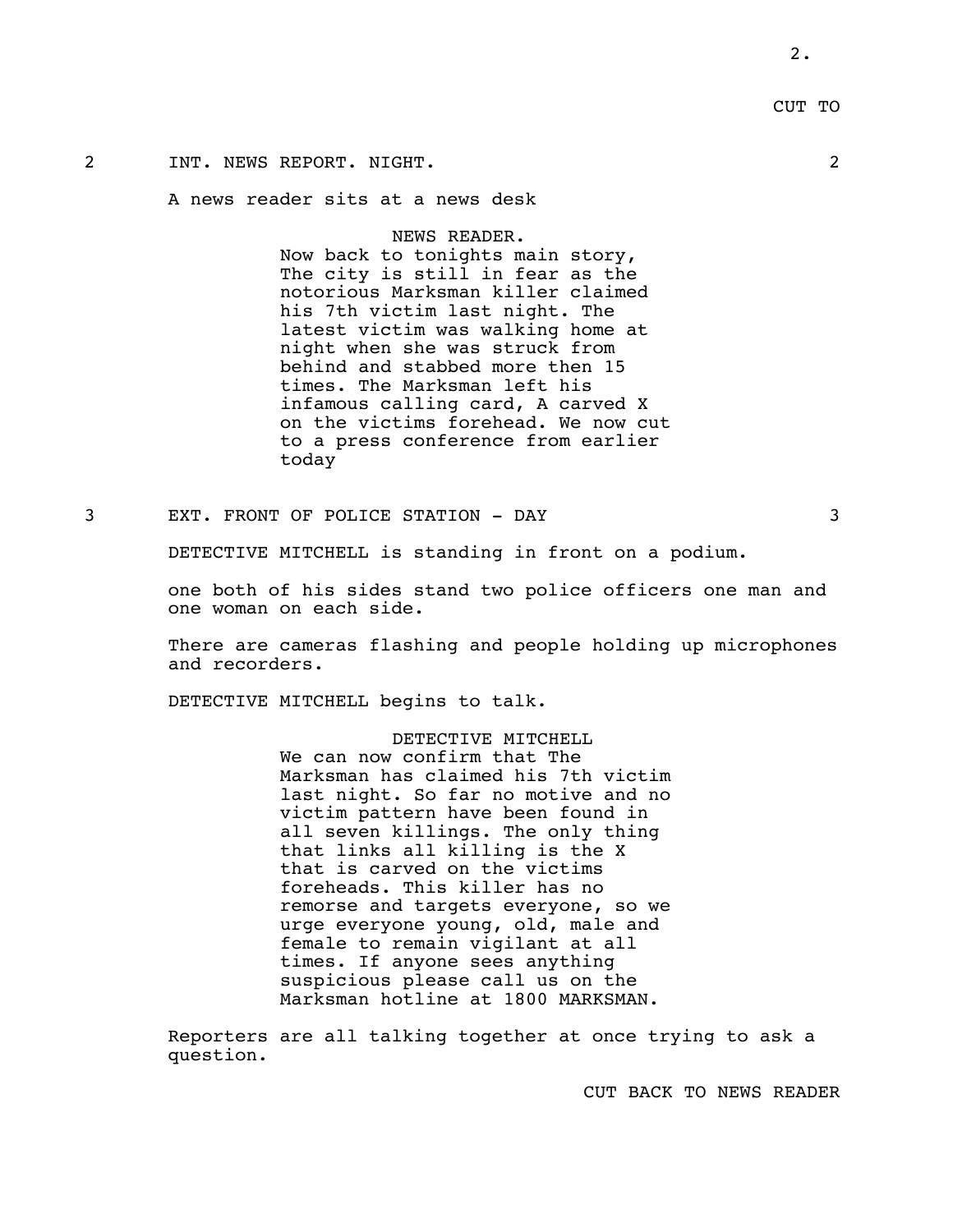CUT TO

2 INT. NEWS REPORT. NIGHT. 2

A news reader sits at a news desk

NEWS READER.

Now back to tonights main story, The city is still in fear as the notorious Marksman killer claimed his 7th victim last night. The latest victim was walking home at night when she was struck from behind and stabbed more then 15 times. The Marksman left his infamous calling card, A carved X on the victims forehead. We now cut to a press conference from earlier today

3 EXT. FRONT OF POLICE STATION - DAY 3

DETECTIVE MITCHELL is standing in front on a podium.

one both of his sides stand two police officers one man and one woman on each side.

There are cameras flashing and people holding up microphones and recorders.

DETECTIVE MITCHELL begins to talk.

DETECTIVE MITCHELL

We can now confirm that The Marksman has claimed his 7th victim last night. So far no motive and no victim pattern have been found in all seven killings. The only thing that links all killing is the X that is carved on the victims foreheads. This killer has no remorse and targets everyone, so we urge everyone young, old, male and female to remain vigilant at all times. If anyone sees anything suspicious please call us on the Marksman hotline at 1800 MARKSMAN.

Reporters are all talking together at once trying to ask a question.

CUT BACK TO NEWS READER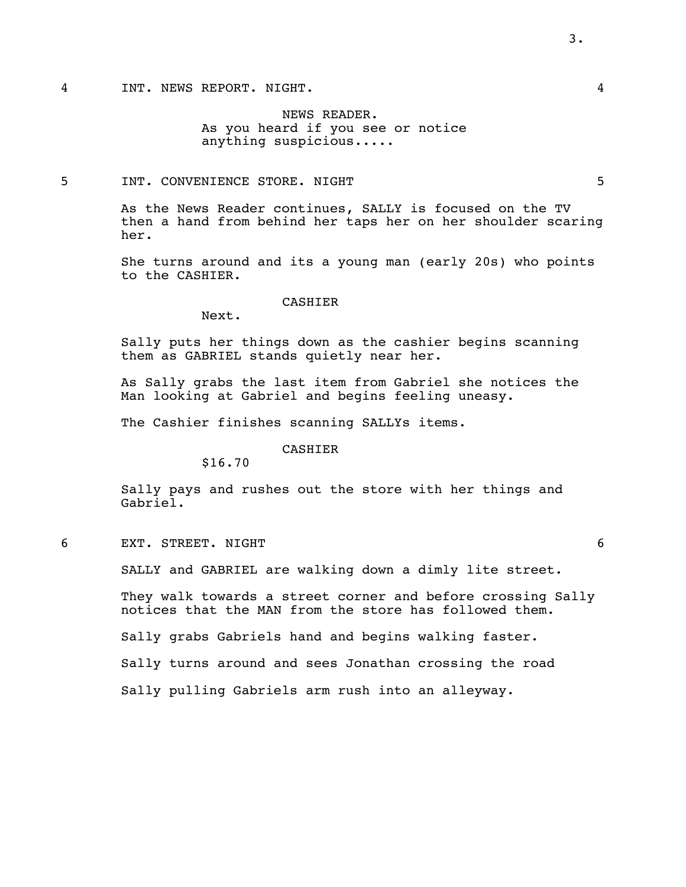4 INT. NEWS REPORT. NIGHT. 4

NEWS READER.
As you heard if you see or notice anything suspicious.....

5 INT. CONVENIENCE STORE. NIGHT 5

As the News Reader continues, SALLY is focused on the TV then a hand from behind her taps her on her shoulder scaring her.

She turns around and its a young man (early 20s) who points to the CASHIER.

CASHIER
Next.

Sally puts her things down as the cashier begins scanning them as GABRIEL stands quietly near her.

As Sally grabs the last item from Gabriel she notices the Man looking at Gabriel and begins feeling uneasy.

The Cashier finishes scanning SALLYs items.

CASHIER
$16.70

Sally pays and rushes out the store with her things and Gabriel.

6 EXT. STREET. NIGHT 6

SALLY and GABRIEL are walking down a dimly lite street.

They walk towards a street corner and before crossing Sally notices that the MAN from the store has followed them.

Sally grabs Gabriels hand and begins walking faster.

Sally turns around and sees Jonathan crossing the road

Sally pulling Gabriels arm rush into an alleyway.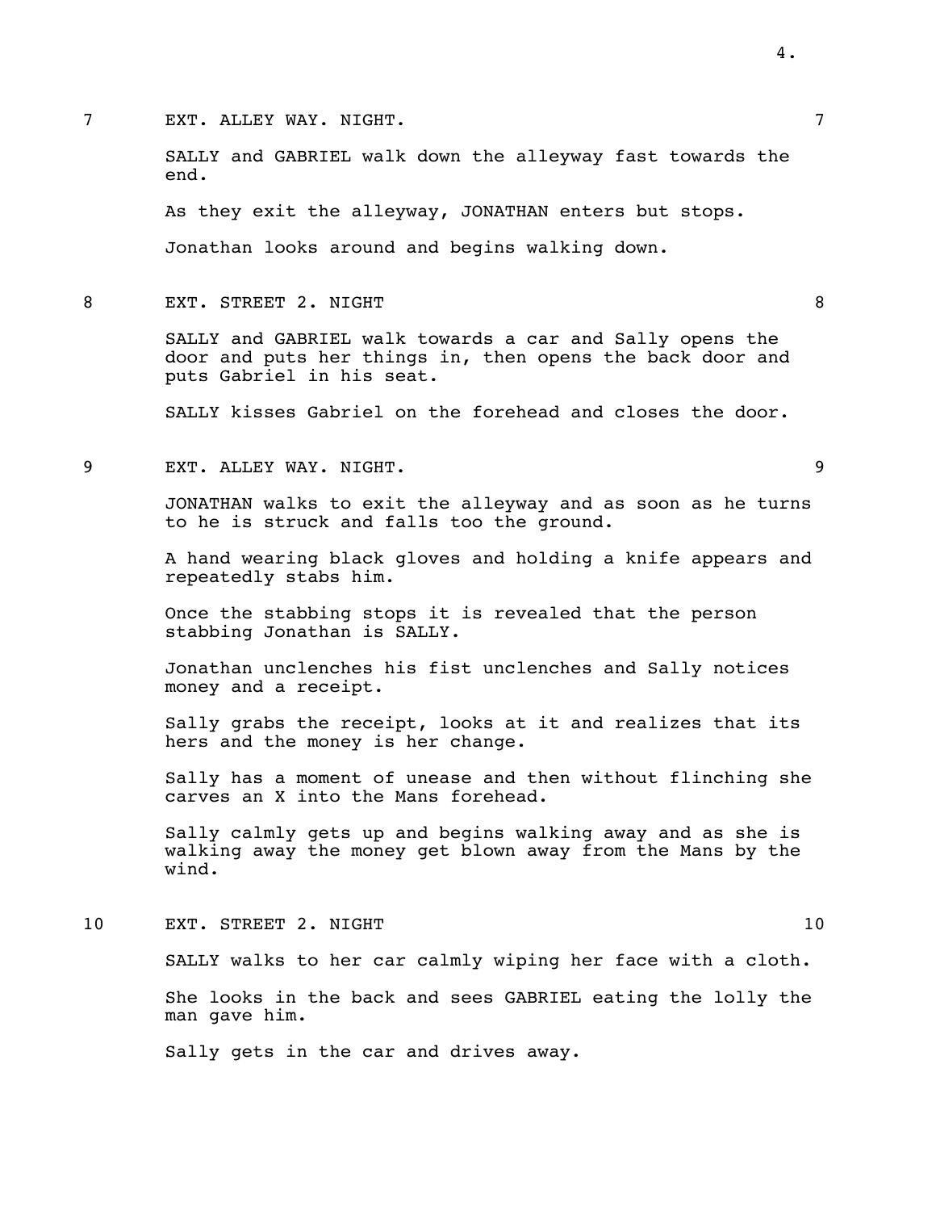7 EXT. ALLEY WAY. NIGHT. 7

SALLY and GABRIEL walk down the alleyway fast towards the end.

As they exit the alleyway, JONATHAN enters but stops.

Jonathan looks around and begins walking down.

8 EXT. STREET 2. NIGHT 8

SALLY and GABRIEL walk towards a car and Sally opens the door and puts her things in, then opens the back door and puts Gabriel in his seat.

SALLY kisses Gabriel on the forehead and closes the door.

9 EXT. ALLEY WAY. NIGHT. 9

JONATHAN walks to exit the alleyway and as soon as he turns to he is struck and falls too the ground.

A hand wearing black gloves and holding a knife appears and repeatedly stabs him.

Once the stabbing stops it is revealed that the person stabbing Jonathan is SALLY.

Jonathan unclenches his fist unclenches and Sally notices money and a receipt.

Sally grabs the receipt, looks at it and realizes that its hers and the money is her change.

Sally has a moment of unease and then without flinching she carves an X into the Mans forehead.

Sally calmly gets up and begins walking away and as she is walking away the money get blown away from the Mans by the wind.

10 EXT. STREET 2. NIGHT 10

SALLY walks to her car calmly wiping her face with a cloth.

She looks in the back and sees GABRIEL eating the lolly the man gave him.

Sally gets in the car and drives away.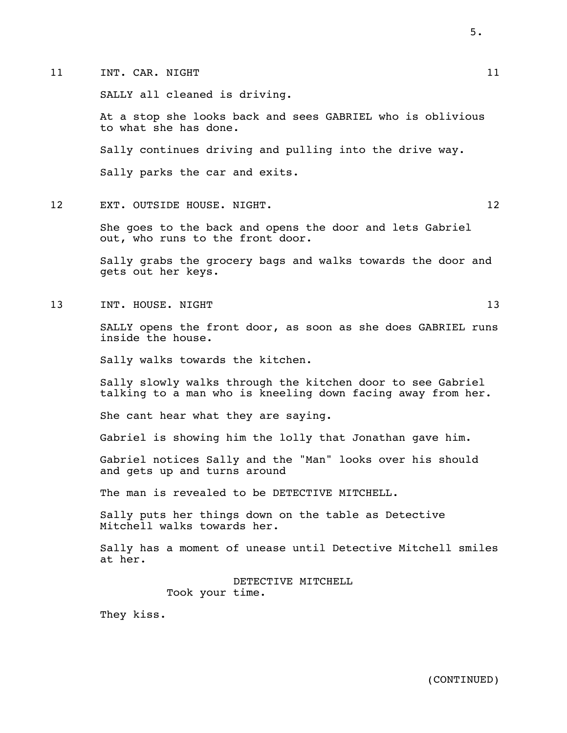11 INT. CAR. NIGHT 11

SALLY all cleaned is driving.

At a stop she looks back and sees GABRIEL who is oblivious to what she has done.

Sally continues driving and pulling into the drive way.

Sally parks the car and exits.

12 EXT. OUTSIDE HOUSE. NIGHT. 12

She goes to the back and opens the door and lets Gabriel out, who runs to the front door.

Sally grabs the grocery bags and walks towards the door and gets out her keys.

13 INT. HOUSE. NIGHT 13

SALLY opens the front door, as soon as she does GABRIEL runs inside the house.

Sally walks towards the kitchen.

Sally slowly walks through the kitchen door to see Gabriel talking to a man who is kneeling down facing away from her.

She cant hear what they are saying.

Gabriel is showing him the lolly that Jonathan gave him.

Gabriel notices Sally and the "Man" looks over his should and gets up and turns around

The man is revealed to be DETECTIVE MITCHELL.

Sally puts her things down on the table as Detective Mitchell walks towards her.

Sally has a moment of unease until Detective Mitchell smiles at her.

DETECTIVE MITCHELL
Took your time.

They kiss.

(CONTINUED)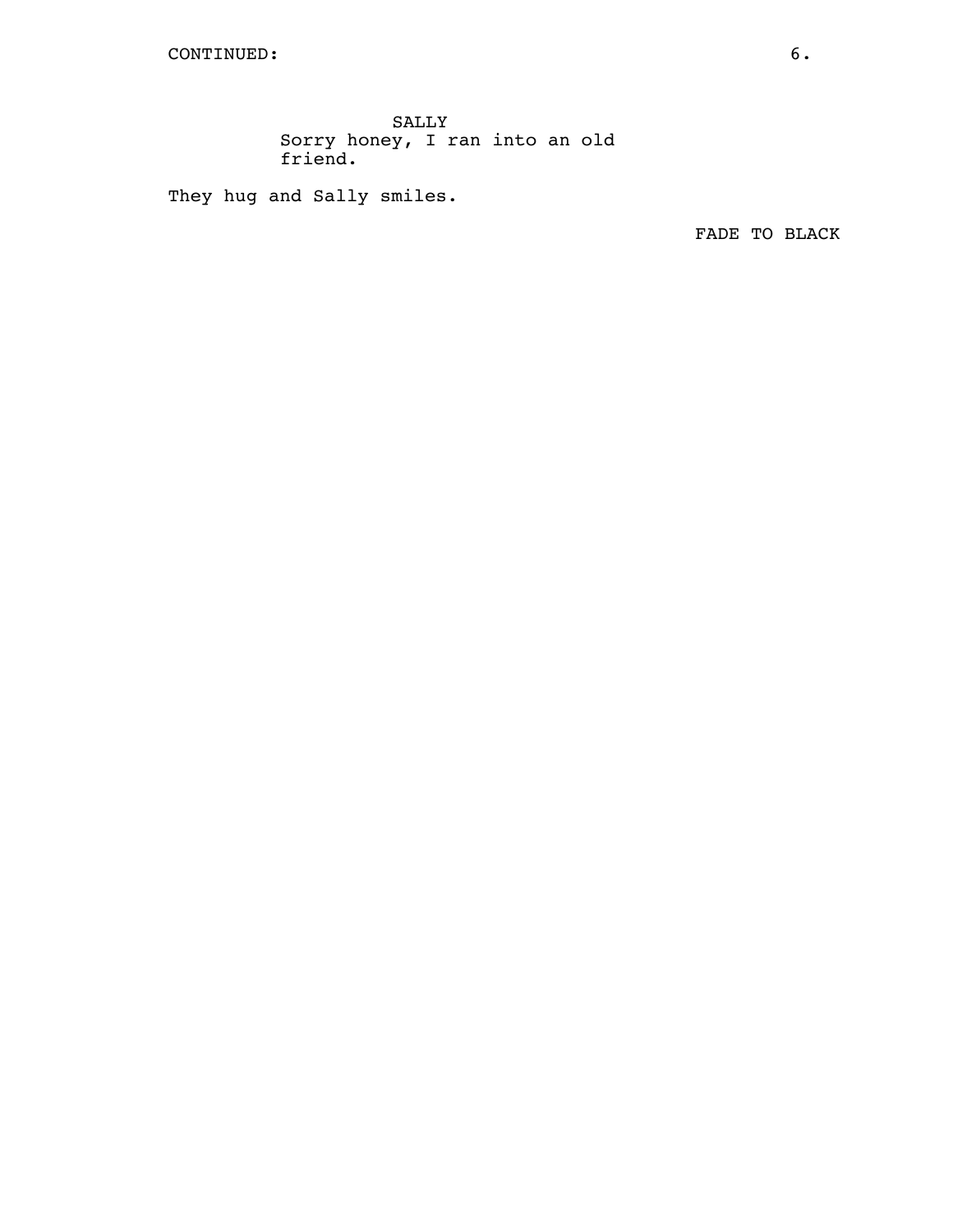SALLY
Sorry honey, I ran into an old friend.

They hug and Sally smiles.

FADE TO BLACK